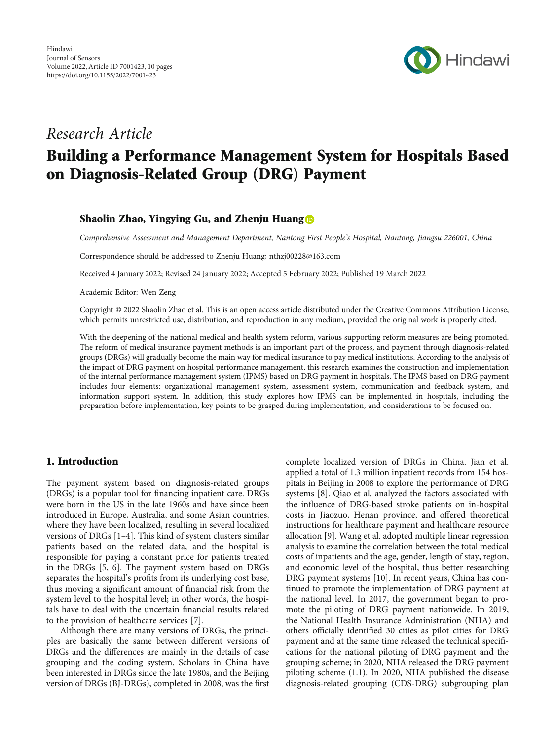*Research Article*

# Building a Performance Management System for Hospitals Based on Diagnosis-Related Group (DRG) Payment

**Shaolin Zhao, Yingying Gu, and Zhenju Huang**

*Comprehensive Assessment and Management Department, Nantong First People's Hospital, Nantong, Jiangsu 226001, China*

Correspondence should be addressed to Zhenju Huang; nthzj00228@163.com

Received 4 January 2022; Revised 24 January 2022; Accepted 5 February 2022; Published 19 March 2022

Academic Editor: Wen Zeng

Copyright © 2022 Shaolin Zhao et al. This is an open access article distributed under the Creative Commons Attribution License, which permits unrestricted use, distribution, and reproduction in any medium, provided the original work is properly cited.

With the deepening of the national medical and health system reform, various supporting reform measures are being promoted. The reform of medical insurance payment methods is an important part of the process, and payment through diagnosis-related groups (DRGs) will gradually become the main way for medical insurance to pay medical institutions. According to the analysis of the impact of DRG payment on hospital performance management, this research examines the construction and implementation of the internal performance management system (IPMS) based on DRG payment in hospitals. The IPMS based on DRG payment includes four elements: organizational management system, assessment system, communication and feedback system, and information support system. In addition, this study explores how IPMS can be implemented in hospitals, including the preparation before implementation, key points to be grasped during implementation, and considerations to be focused on.

## 1. Introduction

The payment system based on diagnosis-related groups (DRGs) is a popular tool for financing inpatient care. DRGs were born in the US in the late 1960s and have since been introduced in Europe, Australia, and some Asian countries, where they have been localized, resulting in several localized versions of DRGs [1–4]. This kind of system clusters similar patients based on the related data, and the hospital is responsible for paying a constant price for patients treated in the DRGs [5, 6]. The payment system based on DRGs separates the hospital's profits from its underlying cost base, thus moving a significant amount of financial risk from the system level to the hospital level; in other words, the hospitals have to deal with the uncertain financial results related to the provision of healthcare services [7].

Although there are many versions of DRGs, the principles are basically the same between different versions of DRGs and the differences are mainly in the details of case grouping and the coding system. Scholars in China have been interested in DRGs since the late 1980s, and the Beijing version of DRGs (BJ-DRGs), completed in 2008, was the first complete localized version of DRGs in China. Jian et al. applied a total of 1.3 million inpatient records from 154 hospitals in Beijing in 2008 to explore the performance of DRG systems [8]. Qiao et al. analyzed the factors associated with the influence of DRG-based stroke patients on in-hospital costs in Jiaozuo, Henan province, and offered theoretical instructions for healthcare payment and healthcare resource allocation [9]. Wang et al. adopted multiple linear regression analysis to examine the correlation between the total medical costs of inpatients and the age, gender, length of stay, region, and economic level of the hospital, thus better researching DRG payment systems [10]. In recent years, China has continued to promote the implementation of DRG payment at the national level. In 2017, the government began to promote the piloting of DRG payment nationwide. In 2019, the National Health Insurance Administration (NHA) and others officially identified 30 cities as pilot cities for DRG payment and at the same time released the technical specifications for the national piloting of DRG payment and the grouping scheme; in 2020, NHA released the DRG payment piloting scheme (1.1). In 2020, NHA published the disease diagnosis-related grouping (CDS-DRG) subgrouping plan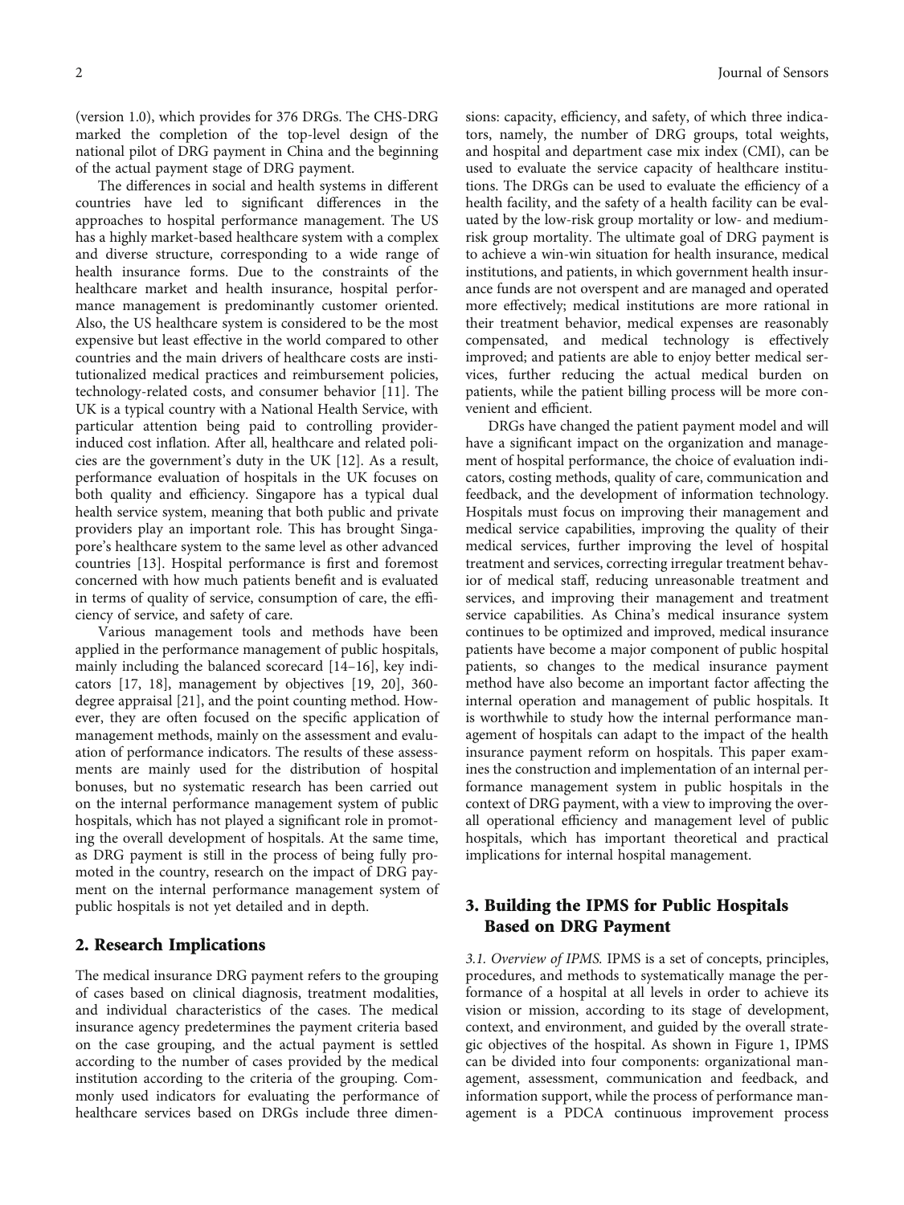(version 1.0), which provides for 376 DRGs. The CHS-DRG marked the completion of the top-level design of the national pilot of DRG payment in China and the beginning of the actual payment stage of DRG payment.

The differences in social and health systems in different countries have led to significant differences in the approaches to hospital performance management. The US has a highly market-based healthcare system with a complex and diverse structure, corresponding to a wide range of health insurance forms. Due to the constraints of the healthcare market and health insurance, hospital performance management is predominantly customer oriented. Also, the US healthcare system is considered to be the most expensive but least effective in the world compared to other countries and the main drivers of healthcare costs are institutionalized medical practices and reimbursement policies, technology-related costs, and consumer behavior [11]. The UK is a typical country with a National Health Service, with particular attention being paid to controlling provider-induced cost inflation. After all, healthcare and related policies are the government's duty in the UK [12]. As a result, performance evaluation of hospitals in the UK focuses on both quality and efficiency. Singapore has a typical dual health service system, meaning that both public and private providers play an important role. This has brought Singapore's healthcare system to the same level as other advanced countries [13]. Hospital performance is first and foremost concerned with how much patients benefit and is evaluated in terms of quality of service, consumption of care, the efficiency of service, and safety of care.

Various management tools and methods have been applied in the performance management of public hospitals, mainly including the balanced scorecard [14–16], key indicators [17, 18], management by objectives [19, 20], 360-degree appraisal [21], and the point counting method. However, they are often focused on the specific application of management methods, mainly on the assessment and evaluation of performance indicators. The results of these assessments are mainly used for the distribution of hospital bonuses, but no systematic research has been carried out on the internal performance management system of public hospitals, which has not played a significant role in promoting the overall development of hospitals. At the same time, as DRG payment is still in the process of being fully promoted in the country, research on the impact of DRG payment on the internal performance management system of public hospitals is not yet detailed and in depth.

## 2. Research Implications

The medical insurance DRG payment refers to the grouping of cases based on clinical diagnosis, treatment modalities, and individual characteristics of the cases. The medical insurance agency predetermines the payment criteria based on the case grouping, and the actual payment is settled according to the number of cases provided by the medical institution according to the criteria of the grouping. Commonly used indicators for evaluating the performance of healthcare services based on DRGs include three dimensions: capacity, efficiency, and safety, of which three indicators, namely, the number of DRG groups, total weights, and hospital and department case mix index (CMI), can be used to evaluate the service capacity of healthcare institutions. The DRGs can be used to evaluate the efficiency of a health facility, and the safety of a health facility can be evaluated by the low-risk group mortality or low- and medium-risk group mortality. The ultimate goal of DRG payment is to achieve a win-win situation for health insurance, medical institutions, and patients, in which government health insurance funds are not overspent and are managed and operated more effectively; medical institutions are more rational in their treatment behavior, medical expenses are reasonably compensated, and medical technology is effectively improved; and patients are able to enjoy better medical services, further reducing the actual medical burden on patients, while the patient billing process will be more convenient and efficient.

DRGs have changed the patient payment model and will have a significant impact on the organization and management of hospital performance, the choice of evaluation indicators, costing methods, quality of care, communication and feedback, and the development of information technology. Hospitals must focus on improving their management and medical service capabilities, improving the quality of their medical services, further improving the level of hospital treatment and services, correcting irregular treatment behavior of medical staff, reducing unreasonable treatment and services, and improving their management and treatment service capabilities. As China's medical insurance system continues to be optimized and improved, medical insurance patients have become a major component of public hospital patients, so changes to the medical insurance payment method have also become an important factor affecting the internal operation and management of public hospitals. It is worthwhile to study how the internal performance management of hospitals can adapt to the impact of the health insurance payment reform on hospitals. This paper examines the construction and implementation of an internal performance management system in public hospitals in the context of DRG payment, with a view to improving the overall operational efficiency and management level of public hospitals, which has important theoretical and practical implications for internal hospital management.

## 3. Building the IPMS for Public Hospitals Based on DRG Payment

*3.1. Overview of IPMS.* IPMS is a set of concepts, principles, procedures, and methods to systematically manage the performance of a hospital at all levels in order to achieve its vision or mission, according to its stage of development, context, and environment, and guided by the overall strategic objectives of the hospital. As shown in Figure 1, IPMS can be divided into four components: organizational management, assessment, communication and feedback, and information support, while the process of performance management is a PDCA continuous improvement process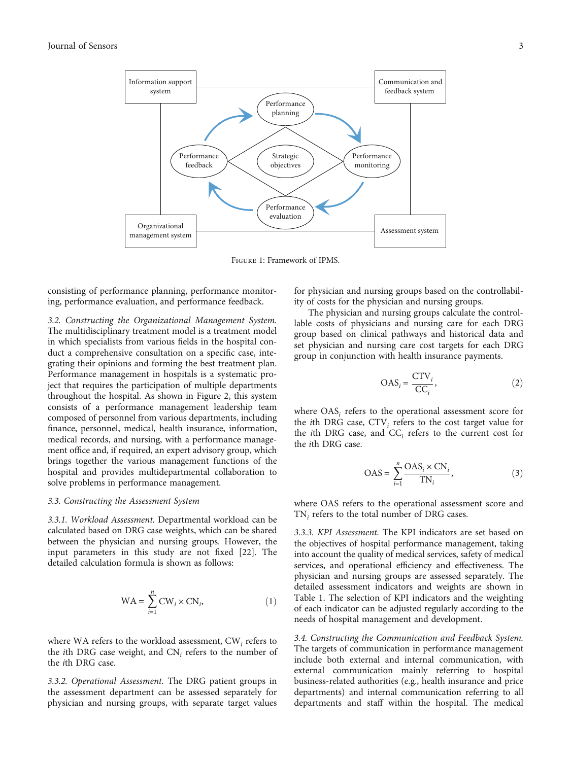Figure 1: Framework of IPMS.

consisting of performance planning, performance monitoring, performance evaluation, and performance feedback.

*3.2. Constructing the Organizational Management System.* The multidisciplinary treatment model is a treatment model in which specialists from various fields in the hospital conduct a comprehensive consultation on a specific case, integrating their opinions and forming the best treatment plan. Performance management in hospitals is a systematic project that requires the participation of multiple departments throughout the hospital. As shown in Figure 2, this system consists of a performance management leadership team composed of personnel from various departments, including finance, personnel, medical, health insurance, information, medical records, and nursing, with a performance management office and, if required, an expert advisory group, which brings together the various management functions of the hospital and provides multidepartmental collaboration to solve problems in performance management.

*3.3. Constructing the Assessment System*

*3.3.1. Workload Assessment.* Departmental workload can be calculated based on DRG case weights, which can be shared between the physician and nursing groups. However, the input parameters in this study are not fixed [22]. The detailed calculation formula is shown as follows:

$$\mathrm{WA} = \sum_{i=1}^{n} \mathrm{CW}_i \times \mathrm{CN}_i, \tag{1}$$

where WA refers to the workload assessment, $\mathrm{CW}_i$ refers to the $i$th DRG case weight, and $\mathrm{CN}_i$ refers to the number of the $i$th DRG case.

*3.3.2. Operational Assessment.* The DRG patient groups in the assessment department can be assessed separately for physician and nursing groups, with separate target values for physician and nursing groups based on the controllability of costs for the physician and nursing groups.

The physician and nursing groups calculate the controllable costs of physicians and nursing care for each DRG group based on clinical pathways and historical data and set physician and nursing care cost targets for each DRG group in conjunction with health insurance payments.

$$\mathrm{OAS}_i = \frac{\mathrm{CTV}_i}{\mathrm{CC}_i}, \tag{2}$$

where $\mathrm{OAS}_i$ refers to the operational assessment score for the $i$th DRG case, $\mathrm{CTV}_i$ refers to the cost target value for the $i$th DRG case, and $\mathrm{CC}_i$ refers to the current cost for the $i$th DRG case.

$$\mathrm{OAS} = \sum_{i=1}^{n} \frac{\mathrm{OAS}_i \times \mathrm{CN}_i}{\mathrm{TN}_i}, \tag{3}$$

where OAS refers to the operational assessment score and $\mathrm{TN}_i$ refers to the total number of DRG cases.

*3.3.3. KPI Assessment.* The KPI indicators are set based on the objectives of hospital performance management, taking into account the quality of medical services, safety of medical services, and operational efficiency and effectiveness. The physician and nursing groups are assessed separately. The detailed assessment indicators and weights are shown in Table 1. The selection of KPI indicators and the weighting of each indicator can be adjusted regularly according to the needs of hospital management and development.

*3.4. Constructing the Communication and Feedback System.* The targets of communication in performance management include both external and internal communication, with external communication mainly referring to hospital business-related authorities (e.g., health insurance and price departments) and internal communication referring to all departments and staff within the hospital. The medical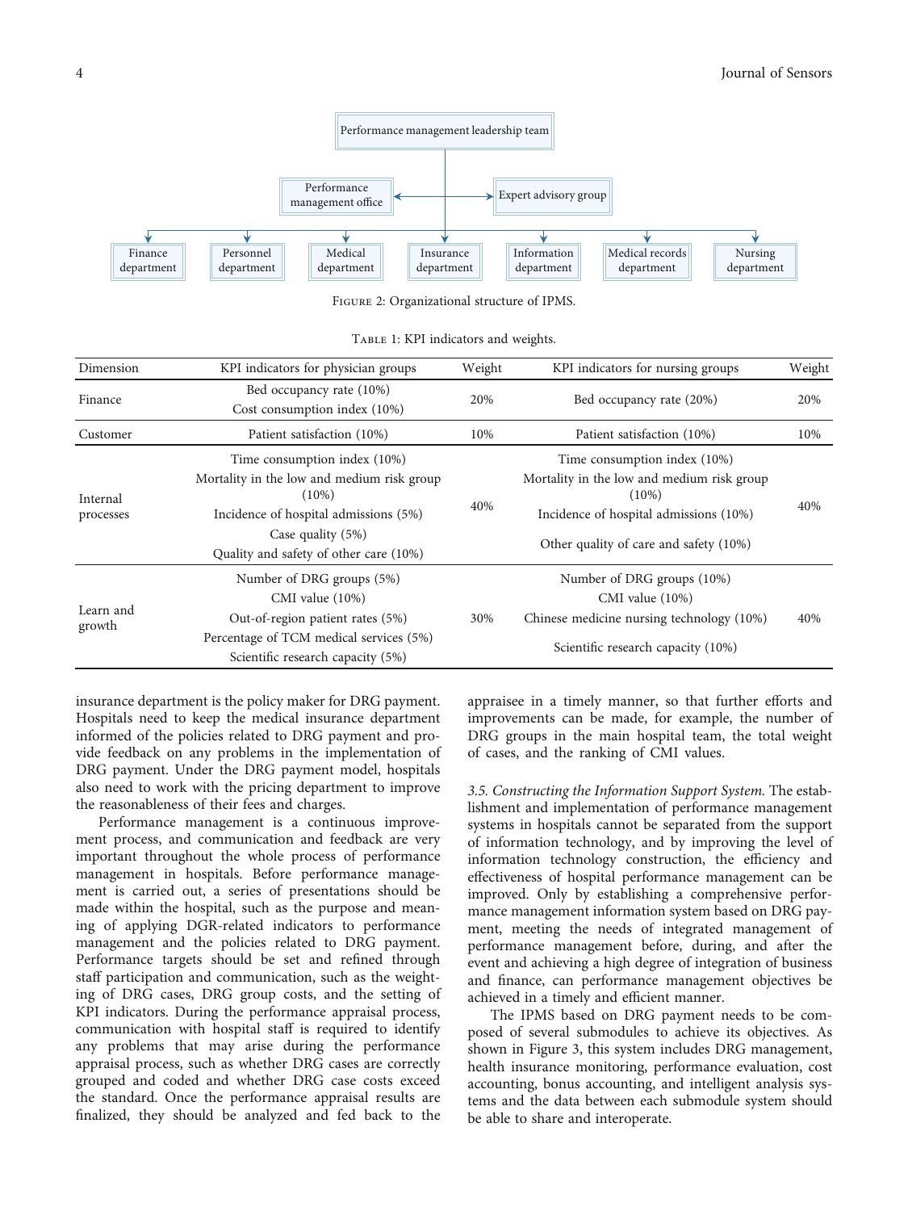Figure 2: Organizational structure of IPMS.

Table 1: KPI indicators and weights.

| Dimension | KPI indicators for physician groups | Weight | KPI indicators for nursing groups | Weight |
|---|---|---|---|---|
| Finance | Bed occupancy rate (10%)<br>Cost consumption index (10%) | 20% | Bed occupancy rate (20%) | 20% |
| Customer | Patient satisfaction (10%) | 10% | Patient satisfaction (10%) | 10% |
| Internal processes | Time consumption index (10%)<br>Mortality in the low and medium risk group (10%)<br>Incidence of hospital admissions (5%)<br>Case quality (5%)<br>Quality and safety of other care (10%) | 40% | Time consumption index (10%)<br>Mortality in the low and medium risk group (10%)<br>Incidence of hospital admissions (10%)<br>Other quality of care and safety (10%) | 40% |
| Learn and growth | Number of DRG groups (5%)<br>CMI value (10%)<br>Out-of-region patient rates (5%)<br>Percentage of TCM medical services (5%)<br>Scientific research capacity (5%) | 30% | Number of DRG groups (10%)<br>CMI value (10%)<br>Chinese medicine nursing technology (10%)<br>Scientific research capacity (10%) | 40% |

insurance department is the policy maker for DRG payment. Hospitals need to keep the medical insurance department informed of the policies related to DRG payment and provide feedback on any problems in the implementation of DRG payment. Under the DRG payment model, hospitals also need to work with the pricing department to improve the reasonableness of their fees and charges.

Performance management is a continuous improvement process, and communication and feedback are very important throughout the whole process of performance management in hospitals. Before performance management is carried out, a series of presentations should be made within the hospital, such as the purpose and meaning of applying DGR-related indicators to performance management and the policies related to DRG payment. Performance targets should be set and refined through staff participation and communication, such as the weighting of DRG cases, DRG group costs, and the setting of KPI indicators. During the performance appraisal process, communication with hospital staff is required to identify any problems that may arise during the performance appraisal process, such as whether DRG cases are correctly grouped and coded and whether DRG case costs exceed the standard. Once the performance appraisal results are finalized, they should be analyzed and fed back to the appraisee in a timely manner, so that further efforts and improvements can be made, for example, the number of DRG groups in the main hospital team, the total weight of cases, and the ranking of CMI values.

*3.5. Constructing the Information Support System.* The establishment and implementation of performance management systems in hospitals cannot be separated from the support of information technology, and by improving the level of information technology construction, the efficiency and effectiveness of hospital performance management can be improved. Only by establishing a comprehensive performance management information system based on DRG payment, meeting the needs of integrated management of performance management before, during, and after the event and achieving a high degree of integration of business and finance, can performance management objectives be achieved in a timely and efficient manner.

The IPMS based on DRG payment needs to be composed of several submodules to achieve its objectives. As shown in Figure 3, this system includes DRG management, health insurance monitoring, performance evaluation, cost accounting, bonus accounting, and intelligent analysis systems and the data between each submodule system should be able to share and interoperate.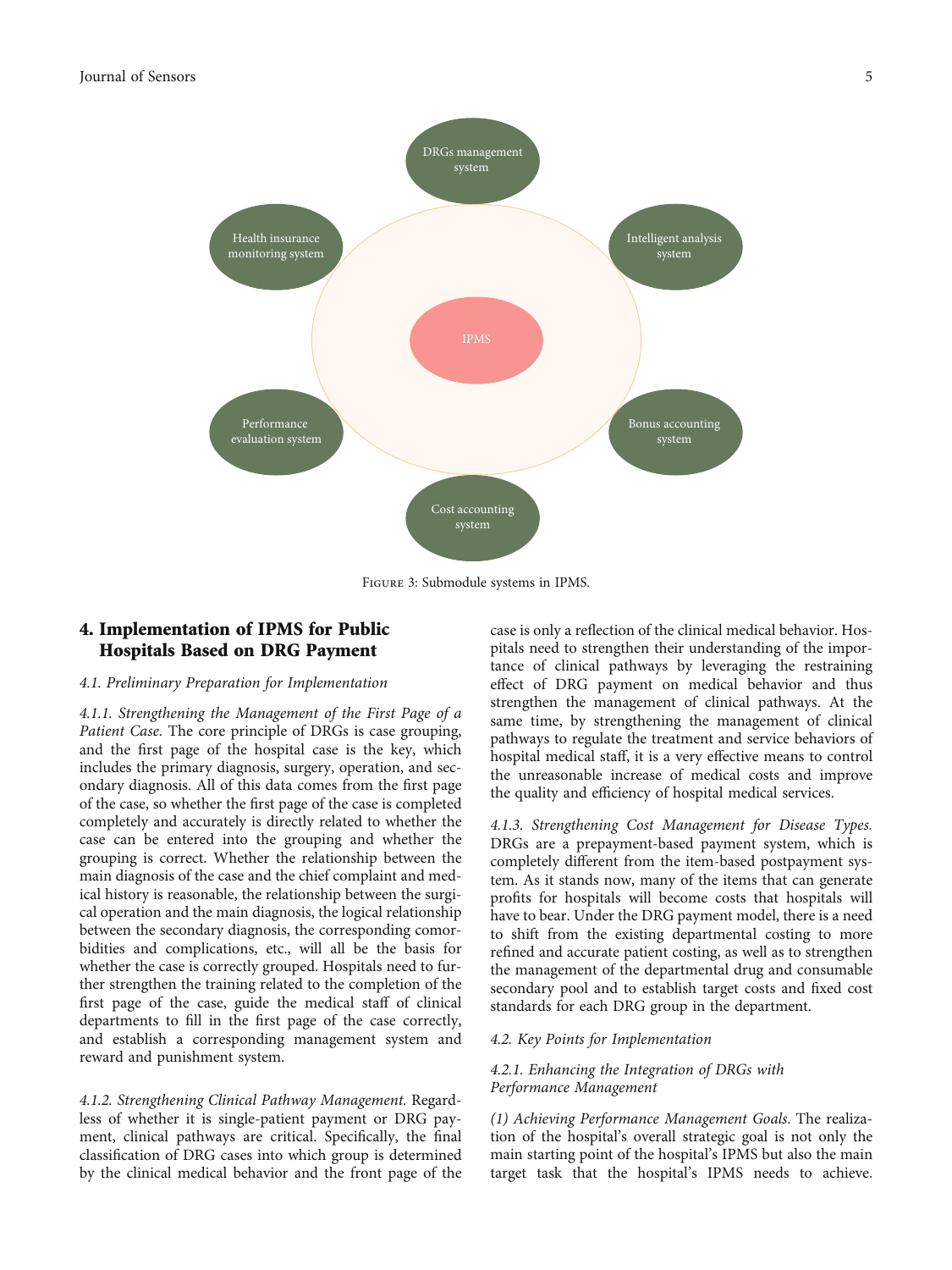Figure 3: Submodule systems in IPMS.

## 4. Implementation of IPMS for Public Hospitals Based on DRG Payment

### 4.1. Preliminary Preparation for Implementation

*4.1.1. Strengthening the Management of the First Page of a Patient Case.* The core principle of DRGs is case grouping, and the first page of the hospital case is the key, which includes the primary diagnosis, surgery, operation, and secondary diagnosis. All of this data comes from the first page of the case, so whether the first page of the case is completed completely and accurately is directly related to whether the case can be entered into the grouping and whether the grouping is correct. Whether the relationship between the main diagnosis of the case and the chief complaint and medical history is reasonable, the relationship between the surgical operation and the main diagnosis, the logical relationship between the secondary diagnosis, the corresponding comorbidities and complications, etc., will all be the basis for whether the case is correctly grouped. Hospitals need to further strengthen the training related to the completion of the first page of the case, guide the medical staff of clinical departments to fill in the first page of the case correctly, and establish a corresponding management system and reward and punishment system.

*4.1.2. Strengthening Clinical Pathway Management.* Regardless of whether it is single-patient payment or DRG payment, clinical pathways are critical. Specifically, the final classification of DRG cases into which group is determined by the clinical medical behavior and the front page of the case is only a reflection of the clinical medical behavior. Hospitals need to strengthen their understanding of the importance of clinical pathways by leveraging the restraining effect of DRG payment on medical behavior and thus strengthen the management of clinical pathways. At the same time, by strengthening the management of clinical pathways to regulate the treatment and service behaviors of hospital medical staff, it is a very effective means to control the unreasonable increase of medical costs and improve the quality and efficiency of hospital medical services.

*4.1.3. Strengthening Cost Management for Disease Types.* DRGs are a prepayment-based payment system, which is completely different from the item-based postpayment system. As it stands now, many of the items that can generate profits for hospitals will become costs that hospitals will have to bear. Under the DRG payment model, there is a need to shift from the existing departmental costing to more refined and accurate patient costing, as well as to strengthen the management of the departmental drug and consumable secondary pool and to establish target costs and fixed cost standards for each DRG group in the department.

### 4.2. Key Points for Implementation

#### 4.2.1. Enhancing the Integration of DRGs with Performance Management

*(1) Achieving Performance Management Goals.* The realization of the hospital's overall strategic goal is not only the main starting point of the hospital's IPMS but also the main target task that the hospital's IPMS needs to achieve.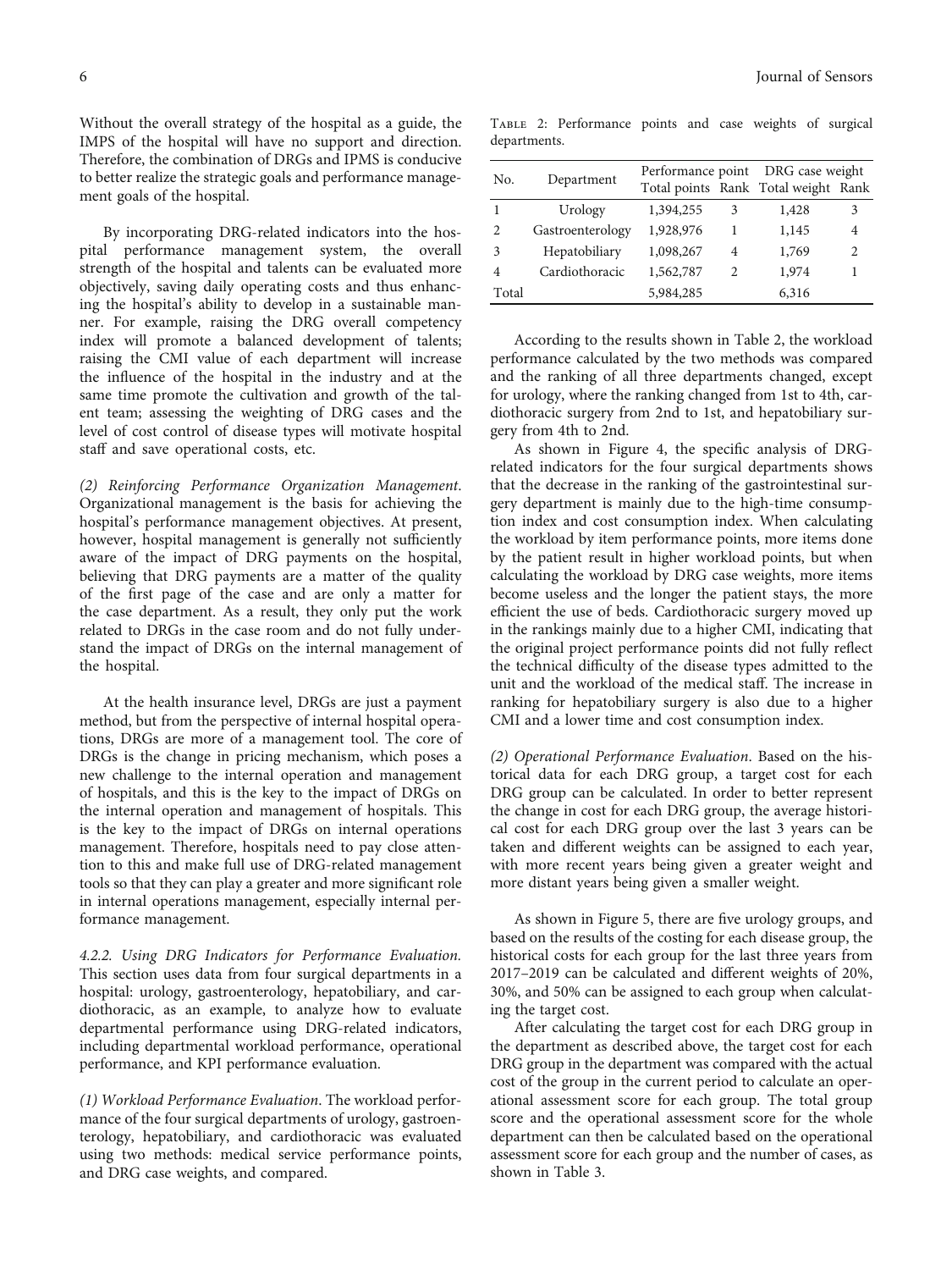Without the overall strategy of the hospital as a guide, the IMPS of the hospital will have no support and direction. Therefore, the combination of DRGs and IPMS is conducive to better realize the strategic goals and performance management goals of the hospital.

By incorporating DRG-related indicators into the hospital performance management system, the overall strength of the hospital and talents can be evaluated more objectively, saving daily operating costs and thus enhancing the hospital's ability to develop in a sustainable manner. For example, raising the DRG overall competency index will promote a balanced development of talents; raising the CMI value of each department will increase the influence of the hospital in the industry and at the same time promote the cultivation and growth of the talent team; assessing the weighting of DRG cases and the level of cost control of disease types will motivate hospital staff and save operational costs, etc.

*(2) Reinforcing Performance Organization Management*. Organizational management is the basis for achieving the hospital's performance management objectives. At present, however, hospital management is generally not sufficiently aware of the impact of DRG payments on the hospital, believing that DRG payments are a matter of the quality of the first page of the case and are only a matter for the case department. As a result, they only put the work related to DRGs in the case room and do not fully understand the impact of DRGs on the internal management of the hospital.

At the health insurance level, DRGs are just a payment method, but from the perspective of internal hospital operations, DRGs are more of a management tool. The core of DRGs is the change in pricing mechanism, which poses a new challenge to the internal operation and management of hospitals, and this is the key to the impact of DRGs on the internal operation and management of hospitals. This is the key to the impact of DRGs on internal operations management. Therefore, hospitals need to pay close attention to this and make full use of DRG-related management tools so that they can play a greater and more significant role in internal operations management, especially internal performance management.

*4.2.2. Using DRG Indicators for Performance Evaluation*. This section uses data from four surgical departments in a hospital: urology, gastroenterology, hepatobiliary, and cardiothoracic, as an example, to analyze how to evaluate departmental performance using DRG-related indicators, including departmental workload performance, operational performance, and KPI performance evaluation.

*(1) Workload Performance Evaluation*. The workload performance of the four surgical departments of urology, gastroenterology, hepatobiliary, and cardiothoracic was evaluated using two methods: medical service performance points, and DRG case weights, and compared.

Table 2: Performance points and case weights of surgical departments.

| No. | Department | Performance point | | DRG case weight | |
|---|---|---|---|---|---|
| | | Total points | Rank | Total weight | Rank |
| 1 | Urology | 1,394,255 | 3 | 1,428 | 3 |
| 2 | Gastroenterology | 1,928,976 | 1 | 1,145 | 4 |
| 3 | Hepatobiliary | 1,098,267 | 4 | 1,769 | 2 |
| 4 | Cardiothoracic | 1,562,787 | 2 | 1,974 | 1 |
| Total | | 5,984,285 | | 6,316 | |

According to the results shown in Table 2, the workload performance calculated by the two methods was compared and the ranking of all three departments changed, except for urology, where the ranking changed from 1st to 4th, cardiothoracic surgery from 2nd to 1st, and hepatobiliary surgery from 4th to 2nd.

As shown in Figure 4, the specific analysis of DRG-related indicators for the four surgical departments shows that the decrease in the ranking of the gastrointestinal surgery department is mainly due to the high-time consumption index and cost consumption index. When calculating the workload by item performance points, more items done by the patient result in higher workload points, but when calculating the workload by DRG case weights, more items become useless and the longer the patient stays, the more efficient the use of beds. Cardiothoracic surgery moved up in the rankings mainly due to a higher CMI, indicating that the original project performance points did not fully reflect the technical difficulty of the disease types admitted to the unit and the workload of the medical staff. The increase in ranking for hepatobiliary surgery is also due to a higher CMI and a lower time and cost consumption index.

*(2) Operational Performance Evaluation*. Based on the historical data for each DRG group, a target cost for each DRG group can be calculated. In order to better represent the change in cost for each DRG group, the average historical cost for each DRG group over the last 3 years can be taken and different weights can be assigned to each year, with more recent years being given a greater weight and more distant years being given a smaller weight.

As shown in Figure 5, there are five urology groups, and based on the results of the costing for each disease group, the historical costs for each group for the last three years from 2017–2019 can be calculated and different weights of 20%, 30%, and 50% can be assigned to each group when calculating the target cost.

After calculating the target cost for each DRG group in the department as described above, the target cost for each DRG group in the department was compared with the actual cost of the group in the current period to calculate an operational assessment score for each group. The total group score and the operational assessment score for the whole department can then be calculated based on the operational assessment score for each group and the number of cases, as shown in Table 3.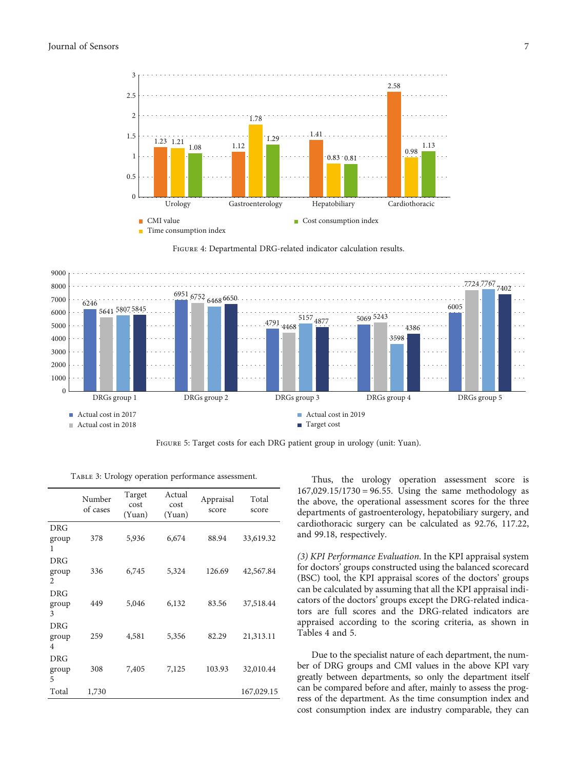Figure 4: Departmental DRG-related indicator calculation results.

Figure 5: Target costs for each DRG patient group in urology (unit: Yuan).

Table 3: Urology operation performance assessment.

| | Number of cases | Target cost (Yuan) | Actual cost (Yuan) | Appraisal score | Total score |
|---|---|---|---|---|---|
| DRG group 1 | 378 | 5,936 | 6,674 | 88.94 | 33,619.32 |
| DRG group 2 | 336 | 6,745 | 5,324 | 126.69 | 42,567.84 |
| DRG group 3 | 449 | 5,046 | 6,132 | 83.56 | 37,518.44 |
| DRG group 4 | 259 | 4,581 | 5,356 | 82.29 | 21,313.11 |
| DRG group 5 | 308 | 7,405 | 7,125 | 103.93 | 32,010.44 |
| Total | 1,730 | | | | 167,029.15 |

Thus, the urology operation assessment score is $167{,}029.15/1730 = 96.55$. Using the same methodology as the above, the operational assessment scores for the three departments of gastroenterology, hepatobiliary surgery, and cardiothoracic surgery can be calculated as 92.76, 117.22, and 99.18, respectively.

*(3) KPI Performance Evaluation.* In the KPI appraisal system for doctors' groups constructed using the balanced scorecard (BSC) tool, the KPI appraisal scores of the doctors' groups can be calculated by assuming that all the KPI appraisal indicators of the doctors' groups except the DRG-related indicators are full scores and the DRG-related indicators are appraised according to the scoring criteria, as shown in Tables 4 and 5.

Due to the specialist nature of each department, the number of DRG groups and CMI values in the above KPI vary greatly between departments, so only the department itself can be compared before and after, mainly to assess the progress of the department. As the time consumption index and cost consumption index are industry comparable, they can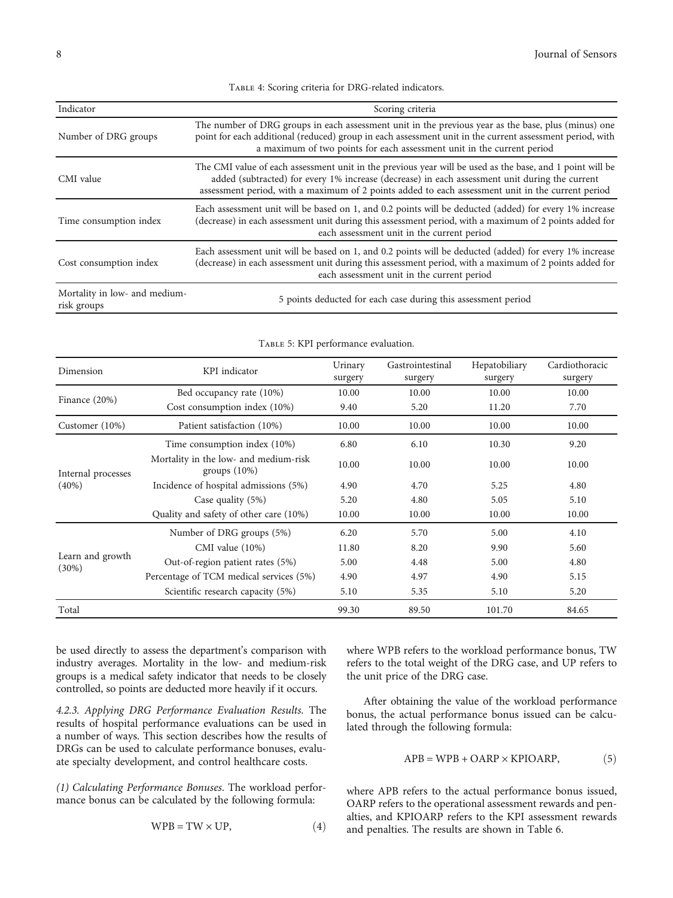Table 4: Scoring criteria for DRG-related indicators.

| Indicator | Scoring criteria |
|---|---|
| Number of DRG groups | The number of DRG groups in each assessment unit in the previous year as the base, plus (minus) one point for each additional (reduced) group in each assessment unit in the current assessment period, with a maximum of two points for each assessment unit in the current period |
| CMI value | The CMI value of each assessment unit in the previous year will be used as the base, and 1 point will be added (subtracted) for every 1% increase (decrease) in each assessment unit during the current assessment period, with a maximum of 2 points added to each assessment unit in the current period |
| Time consumption index | Each assessment unit will be based on 1, and 0.2 points will be deducted (added) for every 1% increase (decrease) in each assessment unit during this assessment period, with a maximum of 2 points added for each assessment unit in the current period |
| Cost consumption index | Each assessment unit will be based on 1, and 0.2 points will be deducted (added) for every 1% increase (decrease) in each assessment unit during this assessment period, with a maximum of 2 points added for each assessment unit in the current period |
| Mortality in low- and medium-risk groups | 5 points deducted for each case during this assessment period |

Table 5: KPI performance evaluation.

| Dimension | KPI indicator | Urinary surgery | Gastrointestinal surgery | Hepatobiliary surgery | Cardiothoracic surgery |
|---|---|---|---|---|---|
| Finance (20%) | Bed occupancy rate (10%) | 10.00 | 10.00 | 10.00 | 10.00 |
| | Cost consumption index (10%) | 9.40 | 5.20 | 11.20 | 7.70 |
| Customer (10%) | Patient satisfaction (10%) | 10.00 | 10.00 | 10.00 | 10.00 |
| Internal processes (40%) | Time consumption index (10%) | 6.80 | 6.10 | 10.30 | 9.20 |
| | Mortality in the low- and medium-risk groups (10%) | 10.00 | 10.00 | 10.00 | 10.00 |
| | Incidence of hospital admissions (5%) | 4.90 | 4.70 | 5.25 | 4.80 |
| | Case quality (5%) | 5.20 | 4.80 | 5.05 | 5.10 |
| | Quality and safety of other care (10%) | 10.00 | 10.00 | 10.00 | 10.00 |
| Learn and growth (30%) | Number of DRG groups (5%) | 6.20 | 5.70 | 5.00 | 4.10 |
| | CMI value (10%) | 11.80 | 8.20 | 9.90 | 5.60 |
| | Out-of-region patient rates (5%) | 5.00 | 4.48 | 5.00 | 4.80 |
| | Percentage of TCM medical services (5%) | 4.90 | 4.97 | 4.90 | 5.15 |
| | Scientific research capacity (5%) | 5.10 | 5.35 | 5.10 | 5.20 |
| Total | | 99.30 | 89.50 | 101.70 | 84.65 |

be used directly to assess the department's comparison with industry averages. Mortality in the low- and medium-risk groups is a medical safety indicator that needs to be closely controlled, so points are deducted more heavily if it occurs.

*4.2.3. Applying DRG Performance Evaluation Results.* The results of hospital performance evaluations can be used in a number of ways. This section describes how the results of DRGs can be used to calculate performance bonuses, evaluate specialty development, and control healthcare costs.

*(1) Calculating Performance Bonuses.* The workload performance bonus can be calculated by the following formula:

$$\mathrm{WPB} = \mathrm{TW} \times \mathrm{UP}, \tag{4}$$

where WPB refers to the workload performance bonus, TW refers to the total weight of the DRG case, and UP refers to the unit price of the DRG case.

After obtaining the value of the workload performance bonus, the actual performance bonus issued can be calculated through the following formula:

$$\mathrm{APB} = \mathrm{WPB} + \mathrm{OARP} \times \mathrm{KPIOARP}, \tag{5}$$

where APB refers to the actual performance bonus issued, OARP refers to the operational assessment rewards and penalties, and KPIOARP refers to the KPI assessment rewards and penalties. The results are shown in Table 6.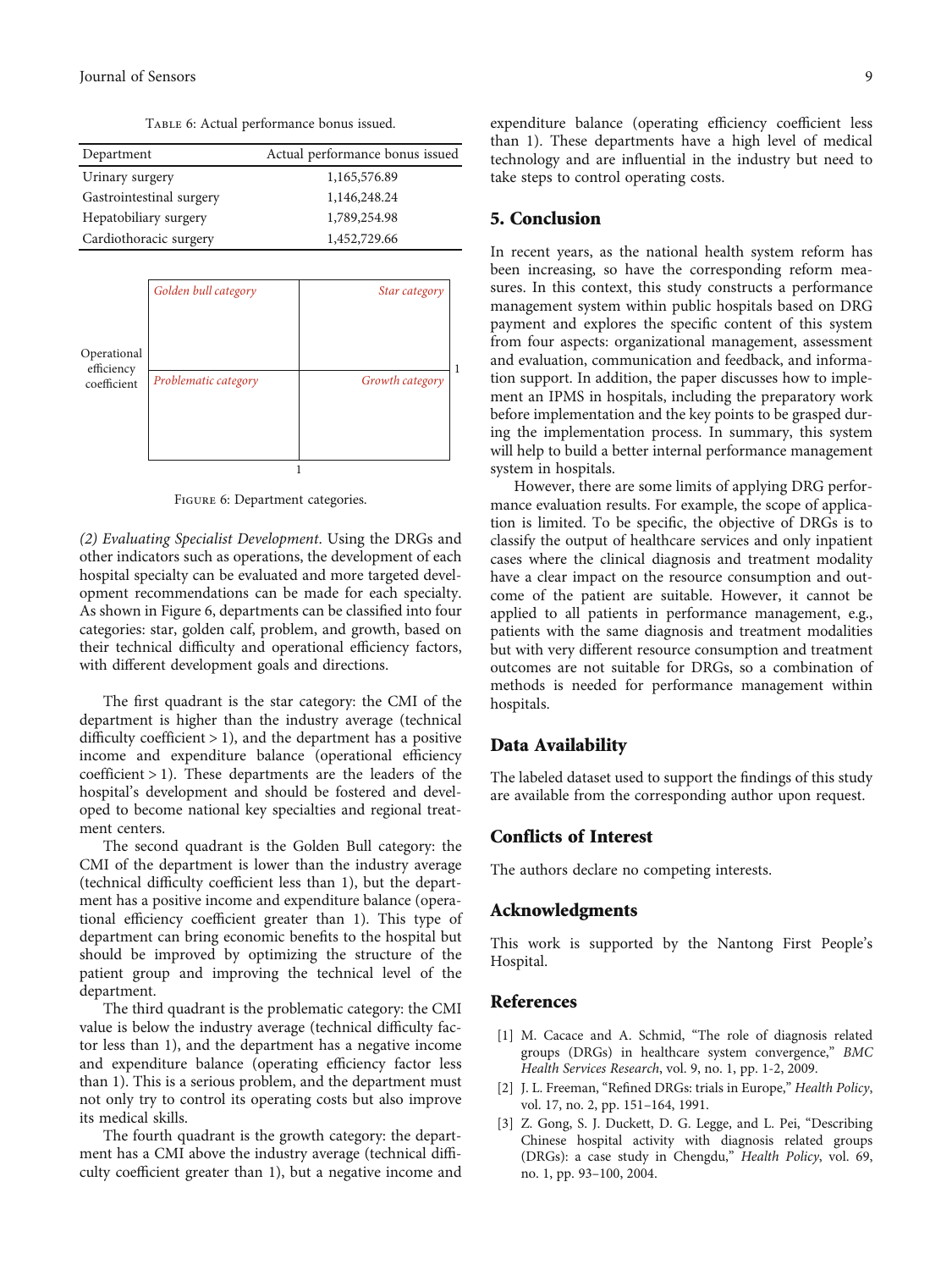Table 6: Actual performance bonus issued.

| Department | Actual performance bonus issued |
| --- | --- |
| Urinary surgery | 1,165,576.89 |
| Gastrointestinal surgery | 1,146,248.24 |
| Hepatobiliary surgery | 1,789,254.98 |
| Cardiothoracic surgery | 1,452,729.66 |

| Operational efficiency coefficient | | | |
| --- | --- | --- | --- |
| | *Golden bull category* | *Star category* | |
| | *Problematic category* | *Growth category* | 1 |
| | | 1 | |

Figure 6: Department categories.

*(2) Evaluating Specialist Development*. Using the DRGs and other indicators such as operations, the development of each hospital specialty can be evaluated and more targeted development recommendations can be made for each specialty. As shown in Figure 6, departments can be classified into four categories: star, golden calf, problem, and growth, based on their technical difficulty and operational efficiency factors, with different development goals and directions.

The first quadrant is the star category: the CMI of the department is higher than the industry average (technical difficulty coefficient > 1), and the department has a positive income and expenditure balance (operational efficiency coefficient > 1). These departments are the leaders of the hospital's development and should be fostered and developed to become national key specialties and regional treatment centers.

The second quadrant is the Golden Bull category: the CMI of the department is lower than the industry average (technical difficulty coefficient less than 1), but the department has a positive income and expenditure balance (operational efficiency coefficient greater than 1). This type of department can bring economic benefits to the hospital but should be improved by optimizing the structure of the patient group and improving the technical level of the department.

The third quadrant is the problematic category: the CMI value is below the industry average (technical difficulty factor less than 1), and the department has a negative income and expenditure balance (operating efficiency factor less than 1). This is a serious problem, and the department must not only try to control its operating costs but also improve its medical skills.

The fourth quadrant is the growth category: the department has a CMI above the industry average (technical difficulty coefficient greater than 1), but a negative income and expenditure balance (operating efficiency coefficient less than 1). These departments have a high level of medical technology and are influential in the industry but need to take steps to control operating costs.

## 5. Conclusion

In recent years, as the national health system reform has been increasing, so have the corresponding reform measures. In this context, this study constructs a performance management system within public hospitals based on DRG payment and explores the specific content of this system from four aspects: organizational management, assessment and evaluation, communication and feedback, and information support. In addition, the paper discusses how to implement an IPMS in hospitals, including the preparatory work before implementation and the key points to be grasped during the implementation process. In summary, this system will help to build a better internal performance management system in hospitals.

However, there are some limits of applying DRG performance evaluation results. For example, the scope of application is limited. To be specific, the objective of DRGs is to classify the output of healthcare services and only inpatient cases where the clinical diagnosis and treatment modality have a clear impact on the resource consumption and outcome of the patient are suitable. However, it cannot be applied to all patients in performance management, e.g., patients with the same diagnosis and treatment modalities but with very different resource consumption and treatment outcomes are not suitable for DRGs, so a combination of methods is needed for performance management within hospitals.

## Data Availability

The labeled dataset used to support the findings of this study are available from the corresponding author upon request.

## Conflicts of Interest

The authors declare no competing interests.

## Acknowledgments

This work is supported by the Nantong First People's Hospital.

## References

[1] M. Cacace and A. Schmid, "The role of diagnosis related groups (DRGs) in healthcare system convergence," *BMC Health Services Research*, vol. 9, no. 1, pp. 1-2, 2009.

[2] J. L. Freeman, "Refined DRGs: trials in Europe," *Health Policy*, vol. 17, no. 2, pp. 151–164, 1991.

[3] Z. Gong, S. J. Duckett, D. G. Legge, and L. Pei, "Describing Chinese hospital activity with diagnosis related groups (DRGs): a case study in Chengdu," *Health Policy*, vol. 69, no. 1, pp. 93–100, 2004.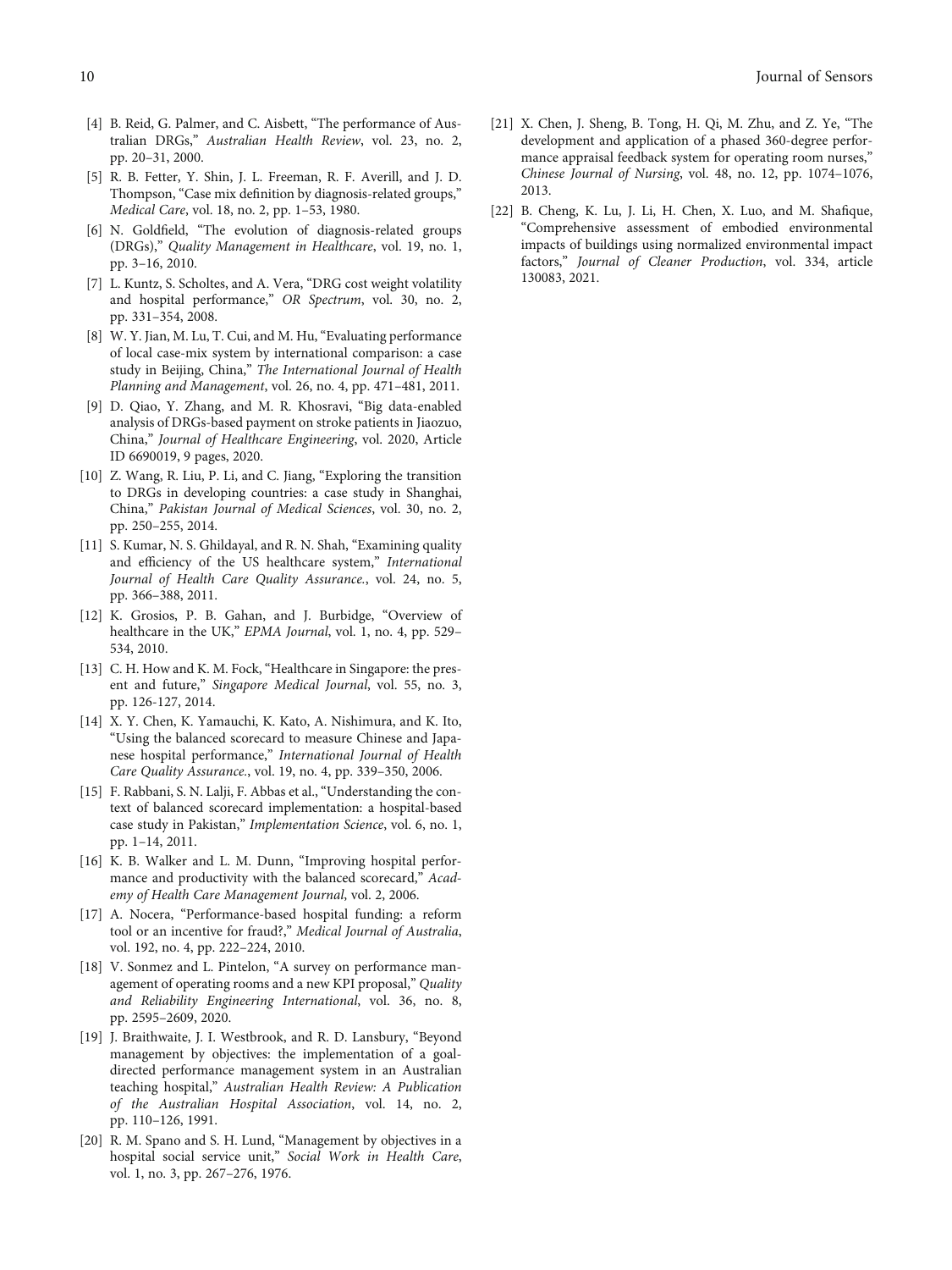[4] B. Reid, G. Palmer, and C. Aisbett, "The performance of Australian DRGs," *Australian Health Review*, vol. 23, no. 2, pp. 20–31, 2000.

[5] R. B. Fetter, Y. Shin, J. L. Freeman, R. F. Averill, and J. D. Thompson, "Case mix definition by diagnosis-related groups," *Medical Care*, vol. 18, no. 2, pp. 1–53, 1980.

[6] N. Goldfield, "The evolution of diagnosis-related groups (DRGs)," *Quality Management in Healthcare*, vol. 19, no. 1, pp. 3–16, 2010.

[7] L. Kuntz, S. Scholtes, and A. Vera, "DRG cost weight volatility and hospital performance," *OR Spectrum*, vol. 30, no. 2, pp. 331–354, 2008.

[8] W. Y. Jian, M. Lu, T. Cui, and M. Hu, "Evaluating performance of local case-mix system by international comparison: a case study in Beijing, China," *The International Journal of Health Planning and Management*, vol. 26, no. 4, pp. 471–481, 2011.

[9] D. Qiao, Y. Zhang, and M. R. Khosravi, "Big data-enabled analysis of DRGs-based payment on stroke patients in Jiaozuo, China," *Journal of Healthcare Engineering*, vol. 2020, Article ID 6690019, 9 pages, 2020.

[10] Z. Wang, R. Liu, P. Li, and C. Jiang, "Exploring the transition to DRGs in developing countries: a case study in Shanghai, China," *Pakistan Journal of Medical Sciences*, vol. 30, no. 2, pp. 250–255, 2014.

[11] S. Kumar, N. S. Ghildayal, and R. N. Shah, "Examining quality and efficiency of the US healthcare system," *International Journal of Health Care Quality Assurance.*, vol. 24, no. 5, pp. 366–388, 2011.

[12] K. Grosios, P. B. Gahan, and J. Burbidge, "Overview of healthcare in the UK," *EPMA Journal*, vol. 1, no. 4, pp. 529–534, 2010.

[13] C. H. How and K. M. Fock, "Healthcare in Singapore: the present and future," *Singapore Medical Journal*, vol. 55, no. 3, pp. 126-127, 2014.

[14] X. Y. Chen, K. Yamauchi, K. Kato, A. Nishimura, and K. Ito, "Using the balanced scorecard to measure Chinese and Japanese hospital performance," *International Journal of Health Care Quality Assurance.*, vol. 19, no. 4, pp. 339–350, 2006.

[15] F. Rabbani, S. N. Lalji, F. Abbas et al., "Understanding the context of balanced scorecard implementation: a hospital-based case study in Pakistan," *Implementation Science*, vol. 6, no. 1, pp. 1–14, 2011.

[16] K. B. Walker and L. M. Dunn, "Improving hospital performance and productivity with the balanced scorecard," *Academy of Health Care Management Journal*, vol. 2, 2006.

[17] A. Nocera, "Performance-based hospital funding: a reform tool or an incentive for fraud?," *Medical Journal of Australia*, vol. 192, no. 4, pp. 222–224, 2010.

[18] V. Sonmez and L. Pintelon, "A survey on performance management of operating rooms and a new KPI proposal," *Quality and Reliability Engineering International*, vol. 36, no. 8, pp. 2595–2609, 2020.

[19] J. Braithwaite, J. I. Westbrook, and R. D. Lansbury, "Beyond management by objectives: the implementation of a goal-directed performance management system in an Australian teaching hospital," *Australian Health Review: A Publication of the Australian Hospital Association*, vol. 14, no. 2, pp. 110–126, 1991.

[20] R. M. Spano and S. H. Lund, "Management by objectives in a hospital social service unit," *Social Work in Health Care*, vol. 1, no. 3, pp. 267–276, 1976.

[21] X. Chen, J. Sheng, B. Tong, H. Qi, M. Zhu, and Z. Ye, "The development and application of a phased 360-degree performance appraisal feedback system for operating room nurses," *Chinese Journal of Nursing*, vol. 48, no. 12, pp. 1074–1076, 2013.

[22] B. Cheng, K. Lu, J. Li, H. Chen, X. Luo, and M. Shafique, "Comprehensive assessment of embodied environmental impacts of buildings using normalized environmental impact factors," *Journal of Cleaner Production*, vol. 334, article 130083, 2021.